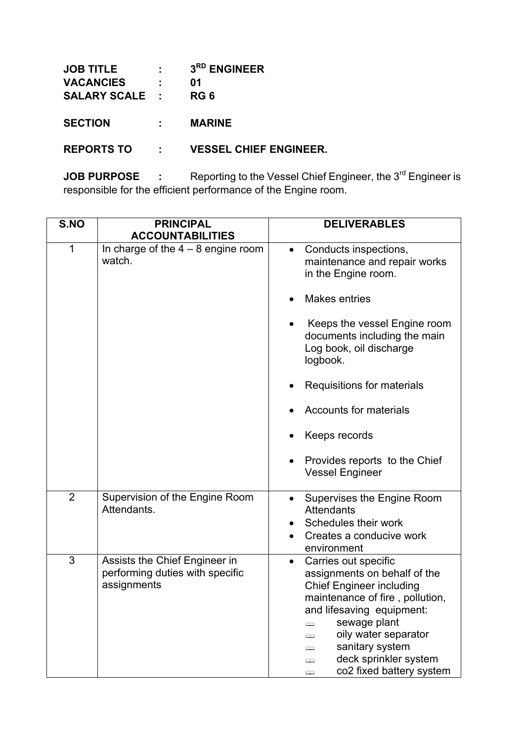**JOB TITLE : 3[RD] ENGINEER**
**VACANCIES : 01**
**SALARY SCALE : RG 6**

**SECTION : MARINE**

**REPORTS TO : VESSEL CHIEF ENGINEER.**

**JOB PURPOSE :** Reporting to the Vessel Chief Engineer, the 3[rd] Engineer is responsible for the efficient performance of the Engine room.

| S.NO | PRINCIPAL ACCOUNTABILITIES | DELIVERABLES |
|---|---|---|
| 1 | In charge of the 4 – 8 engine room watch. | • Conducts inspections, maintenance and repair works in the Engine room.<br>• Makes entries<br>• Keeps the vessel Engine room documents including the main Log book, oil discharge logbook.<br>• Requisitions for materials<br>• Accounts for materials<br>• Keeps records<br>• Provides reports to the Chief Vessel Engineer |
| 2 | Supervision of the Engine Room Attendants. | • Supervises the Engine Room Attendants<br>• Schedules their work<br>• Creates a conducive work environment |
| 3 | Assists the Chief Engineer in performing duties with specific assignments | • Carries out specific assignments on behalf of the Chief Engineer including maintenance of fire , pollution, and lifesaving equipment:<br>  - sewage plant<br>  - oily water separator<br>  - sanitary system<br>  - deck sprinkler system<br>  - co2 fixed battery system |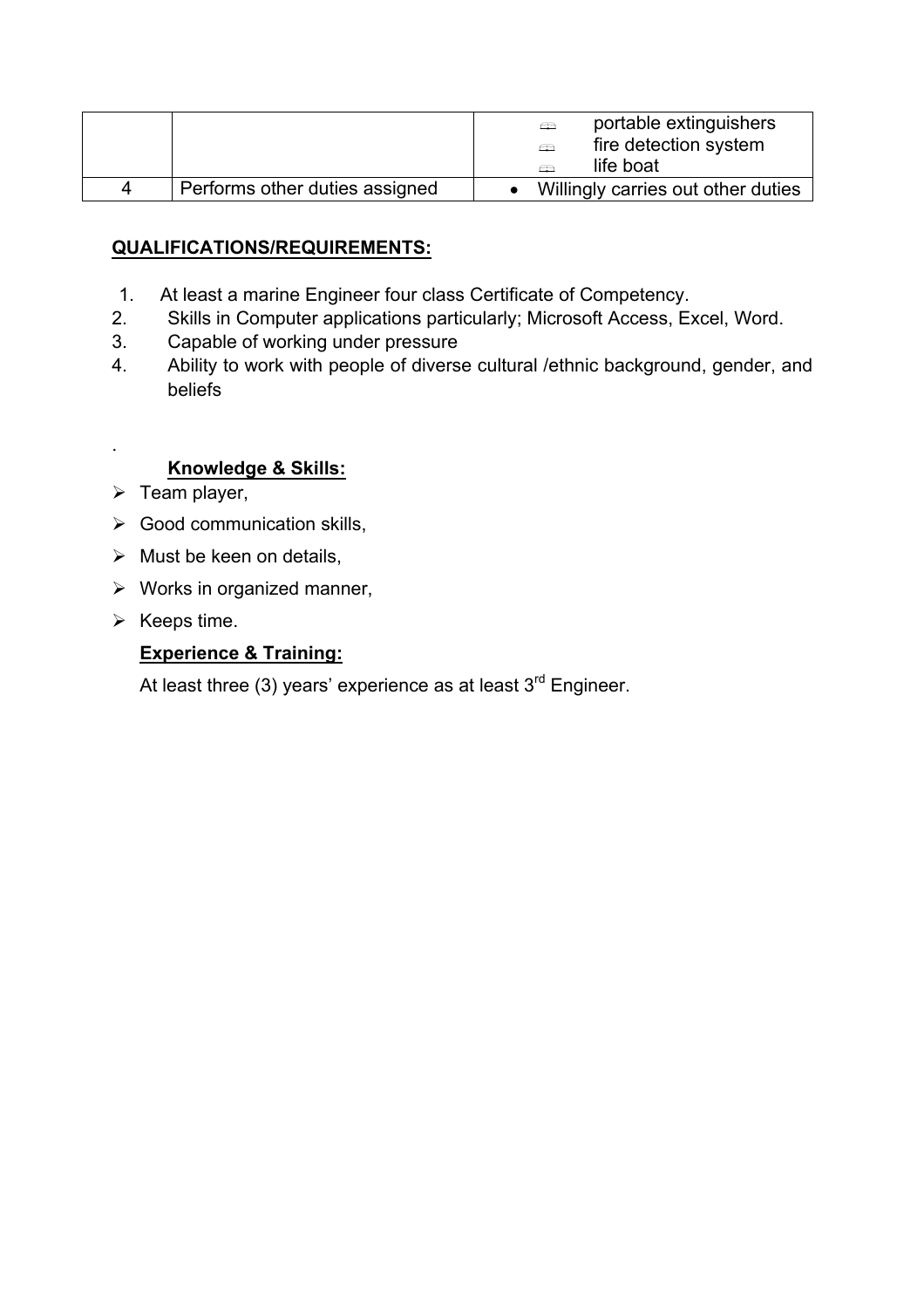| | | |
|---|---|---|
| | | - portable extinguishers<br>- fire detection system<br>- life boat |
| 4 | Performs other duties assigned | • Willingly carries out other duties |

**QUALIFICATIONS/REQUIREMENTS:**

1. At least a marine Engineer four class Certificate of Competency.
2. Skills in Computer applications particularly; Microsoft Access, Excel, Word.
3. Capable of working under pressure
4. Ability to work with people of diverse cultural /ethnic background, gender, and beliefs

.

**Knowledge & Skills:**

- Team player,
- Good communication skills,
- Must be keen on details,
- Works in organized manner,
- Keeps time.

**Experience & Training:**

At least three (3) years' experience as at least 3rd Engineer.